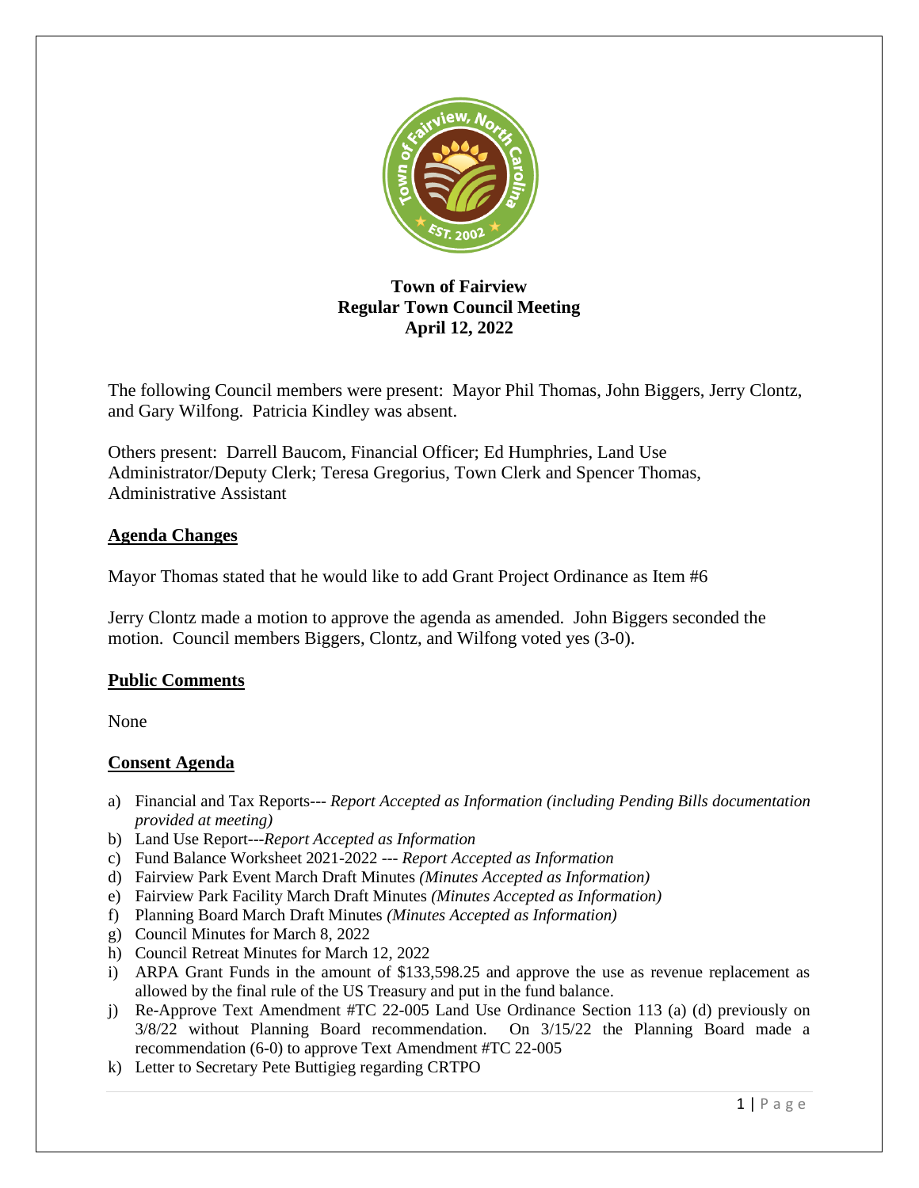# Town of Fairview
## Regular Town Council Meeting
## April 12, 2022

The following Council members were present: Mayor Phil Thomas, John Biggers, Jerry Clontz, and Gary Wilfong. Patricia Kindley was absent.

Others present: Darrell Baucom, Financial Officer; Ed Humphries, Land Use Administrator/Deputy Clerk; Teresa Gregorius, Town Clerk and Spencer Thomas, Administrative Assistant

### Agenda Changes

Mayor Thomas stated that he would like to add Grant Project Ordinance as Item #6

Jerry Clontz made a motion to approve the agenda as amended. John Biggers seconded the motion. Council members Biggers, Clontz, and Wilfong voted yes (3-0).

### Public Comments

None

### Consent Agenda

a) Financial and Tax Reports--- *Report Accepted as Information (including Pending Bills documentation provided at meeting)*
b) Land Use Report---*Report Accepted as Information*
c) Fund Balance Worksheet 2021-2022 --- *Report Accepted as Information*
d) Fairview Park Event March Draft Minutes *(Minutes Accepted as Information)*
e) Fairview Park Facility March Draft Minutes *(Minutes Accepted as Information)*
f) Planning Board March Draft Minutes *(Minutes Accepted as Information)*
g) Council Minutes for March 8, 2022
h) Council Retreat Minutes for March 12, 2022
i) ARPA Grant Funds in the amount of $133,598.25 and approve the use as revenue replacement as allowed by the final rule of the US Treasury and put in the fund balance.
j) Re-Approve Text Amendment #TC 22-005 Land Use Ordinance Section 113 (a) (d) previously on 3/8/22 without Planning Board recommendation. On 3/15/22 the Planning Board made a recommendation (6-0) to approve Text Amendment #TC 22-005
k) Letter to Secretary Pete Buttigieg regarding CRTPO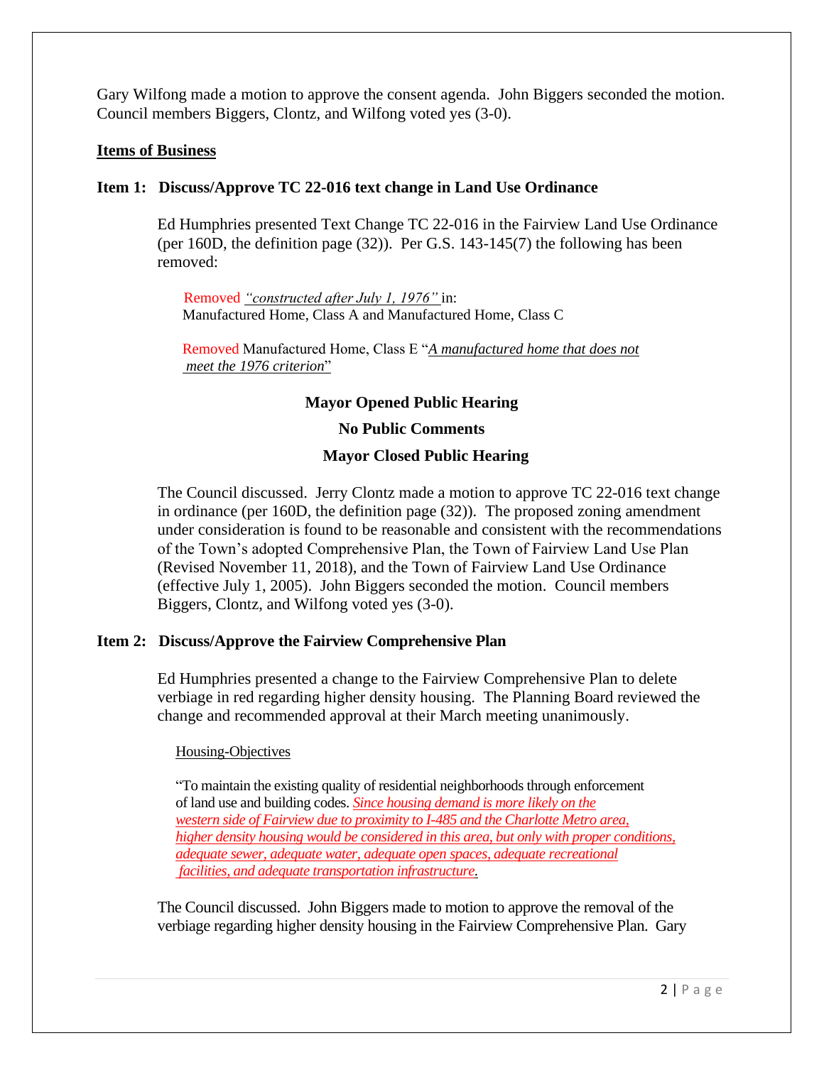Gary Wilfong made a motion to approve the consent agenda. John Biggers seconded the motion. Council members Biggers, Clontz, and Wilfong voted yes (3-0).

**Items of Business**

**Item 1: Discuss/Approve TC 22-016 text change in Land Use Ordinance**

Ed Humphries presented Text Change TC 22-016 in the Fairview Land Use Ordinance (per 160D, the definition page (32)). Per G.S. 143-145(7) the following has been removed:

Removed *"constructed after July 1, 1976"* in:
Manufactured Home, Class A and Manufactured Home, Class C

Removed Manufactured Home, Class E "*A manufactured home that does not meet the 1976 criterion*"

**Mayor Opened Public Hearing**

**No Public Comments**

**Mayor Closed Public Hearing**

The Council discussed. Jerry Clontz made a motion to approve TC 22-016 text change in ordinance (per 160D, the definition page (32)). The proposed zoning amendment under consideration is found to be reasonable and consistent with the recommendations of the Town's adopted Comprehensive Plan, the Town of Fairview Land Use Plan (Revised November 11, 2018), and the Town of Fairview Land Use Ordinance (effective July 1, 2005). John Biggers seconded the motion. Council members Biggers, Clontz, and Wilfong voted yes (3-0).

**Item 2: Discuss/Approve the Fairview Comprehensive Plan**

Ed Humphries presented a change to the Fairview Comprehensive Plan to delete verbiage in red regarding higher density housing. The Planning Board reviewed the change and recommended approval at their March meeting unanimously.

Housing-Objectives

"To maintain the existing quality of residential neighborhoods through enforcement of land use and building codes. *Since housing demand is more likely on the western side of Fairview due to proximity to I-485 and the Charlotte Metro area, higher density housing would be considered in this area, but only with proper conditions, adequate sewer, adequate water, adequate open spaces, adequate recreational facilities, and adequate transportation infrastructure.*

The Council discussed. John Biggers made to motion to approve the removal of the verbiage regarding higher density housing in the Fairview Comprehensive Plan. Gary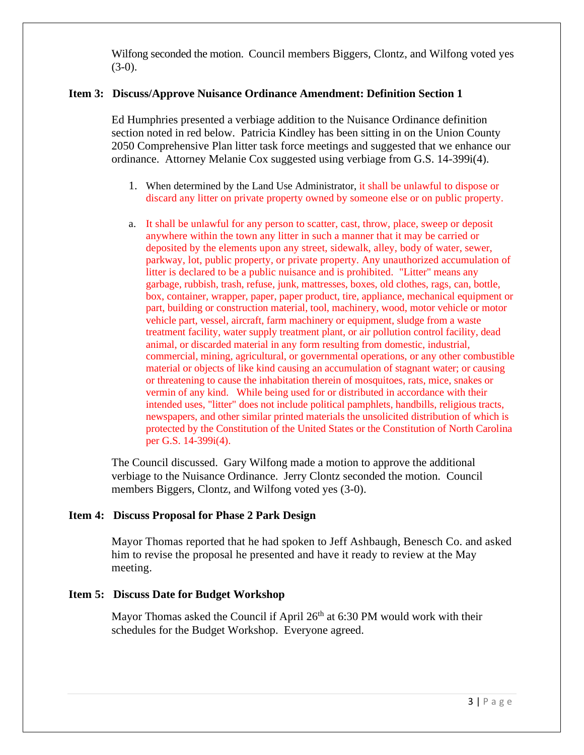Wilfong seconded the motion. Council members Biggers, Clontz, and Wilfong voted yes (3-0).

**Item 3: Discuss/Approve Nuisance Ordinance Amendment: Definition Section 1**

Ed Humphries presented a verbiage addition to the Nuisance Ordinance definition section noted in red below. Patricia Kindley has been sitting in on the Union County 2050 Comprehensive Plan litter task force meetings and suggested that we enhance our ordinance. Attorney Melanie Cox suggested using verbiage from G.S. 14-399i(4).

1. When determined by the Land Use Administrator, it shall be unlawful to dispose or discard any litter on private property owned by someone else or on public property.

a. It shall be unlawful for any person to scatter, cast, throw, place, sweep or deposit anywhere within the town any litter in such a manner that it may be carried or deposited by the elements upon any street, sidewalk, alley, body of water, sewer, parkway, lot, public property, or private property. Any unauthorized accumulation of litter is declared to be a public nuisance and is prohibited. "Litter" means any garbage, rubbish, trash, refuse, junk, mattresses, boxes, old clothes, rags, can, bottle, box, container, wrapper, paper, paper product, tire, appliance, mechanical equipment or part, building or construction material, tool, machinery, wood, motor vehicle or motor vehicle part, vessel, aircraft, farm machinery or equipment, sludge from a waste treatment facility, water supply treatment plant, or air pollution control facility, dead animal, or discarded material in any form resulting from domestic, industrial, commercial, mining, agricultural, or governmental operations, or any other combustible material or objects of like kind causing an accumulation of stagnant water; or causing or threatening to cause the inhabitation therein of mosquitoes, rats, mice, snakes or vermin of any kind. While being used for or distributed in accordance with their intended uses, "litter" does not include political pamphlets, handbills, religious tracts, newspapers, and other similar printed materials the unsolicited distribution of which is protected by the Constitution of the United States or the Constitution of North Carolina per G.S. 14-399i(4).

The Council discussed. Gary Wilfong made a motion to approve the additional verbiage to the Nuisance Ordinance. Jerry Clontz seconded the motion. Council members Biggers, Clontz, and Wilfong voted yes (3-0).

**Item 4: Discuss Proposal for Phase 2 Park Design**

Mayor Thomas reported that he had spoken to Jeff Ashbaugh, Benesch Co. and asked him to revise the proposal he presented and have it ready to review at the May meeting.

**Item 5: Discuss Date for Budget Workshop**

Mayor Thomas asked the Council if April 26th at 6:30 PM would work with their schedules for the Budget Workshop. Everyone agreed.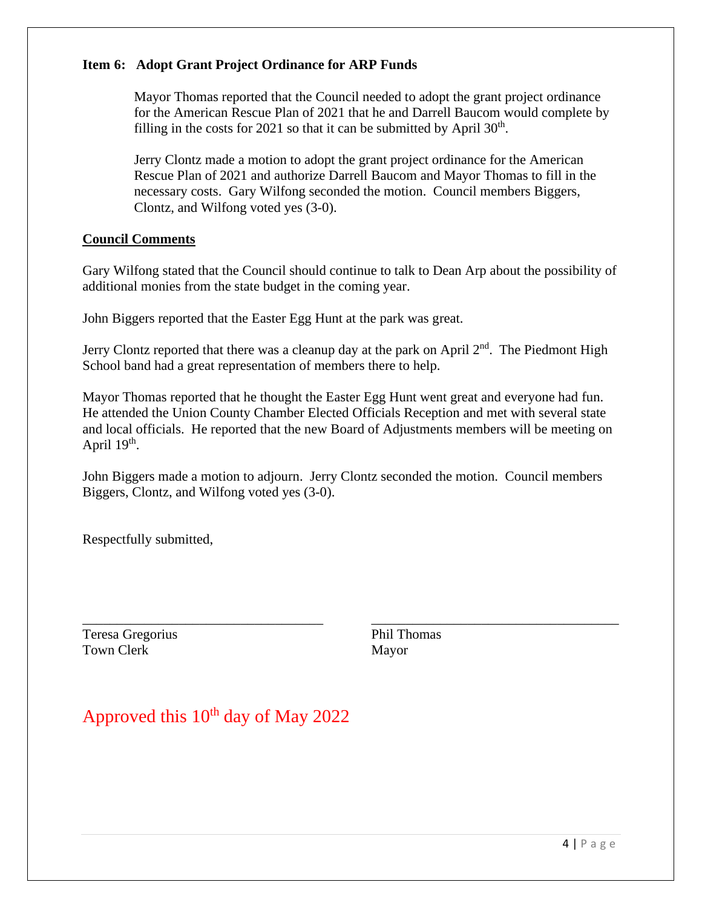**Item 6: Adopt Grant Project Ordinance for ARP Funds**

Mayor Thomas reported that the Council needed to adopt the grant project ordinance for the American Rescue Plan of 2021 that he and Darrell Baucom would complete by filling in the costs for 2021 so that it can be submitted by April 30th.

Jerry Clontz made a motion to adopt the grant project ordinance for the American Rescue Plan of 2021 and authorize Darrell Baucom and Mayor Thomas to fill in the necessary costs. Gary Wilfong seconded the motion. Council members Biggers, Clontz, and Wilfong voted yes (3-0).

**Council Comments**

Gary Wilfong stated that the Council should continue to talk to Dean Arp about the possibility of additional monies from the state budget in the coming year.

John Biggers reported that the Easter Egg Hunt at the park was great.

Jerry Clontz reported that there was a cleanup day at the park on April 2nd. The Piedmont High School band had a great representation of members there to help.

Mayor Thomas reported that he thought the Easter Egg Hunt went great and everyone had fun. He attended the Union County Chamber Elected Officials Reception and met with several state and local officials. He reported that the new Board of Adjustments members will be meeting on April 19th.

John Biggers made a motion to adjourn. Jerry Clontz seconded the motion. Council members Biggers, Clontz, and Wilfong voted yes (3-0).

Respectfully submitted,

\_\_\_\_\_\_\_\_\_\_\_\_\_\_\_\_\_\_\_\_\_\_\_\_\_\_\_\_\_\_\_\_\_\_\_\_
Teresa Gregorius
Town Clerk

\_\_\_\_\_\_\_\_\_\_\_\_\_\_\_\_\_\_\_\_\_\_\_\_\_\_\_\_\_\_\_\_\_\_\_\_
Phil Thomas
Mayor

Approved this 10th day of May 2022